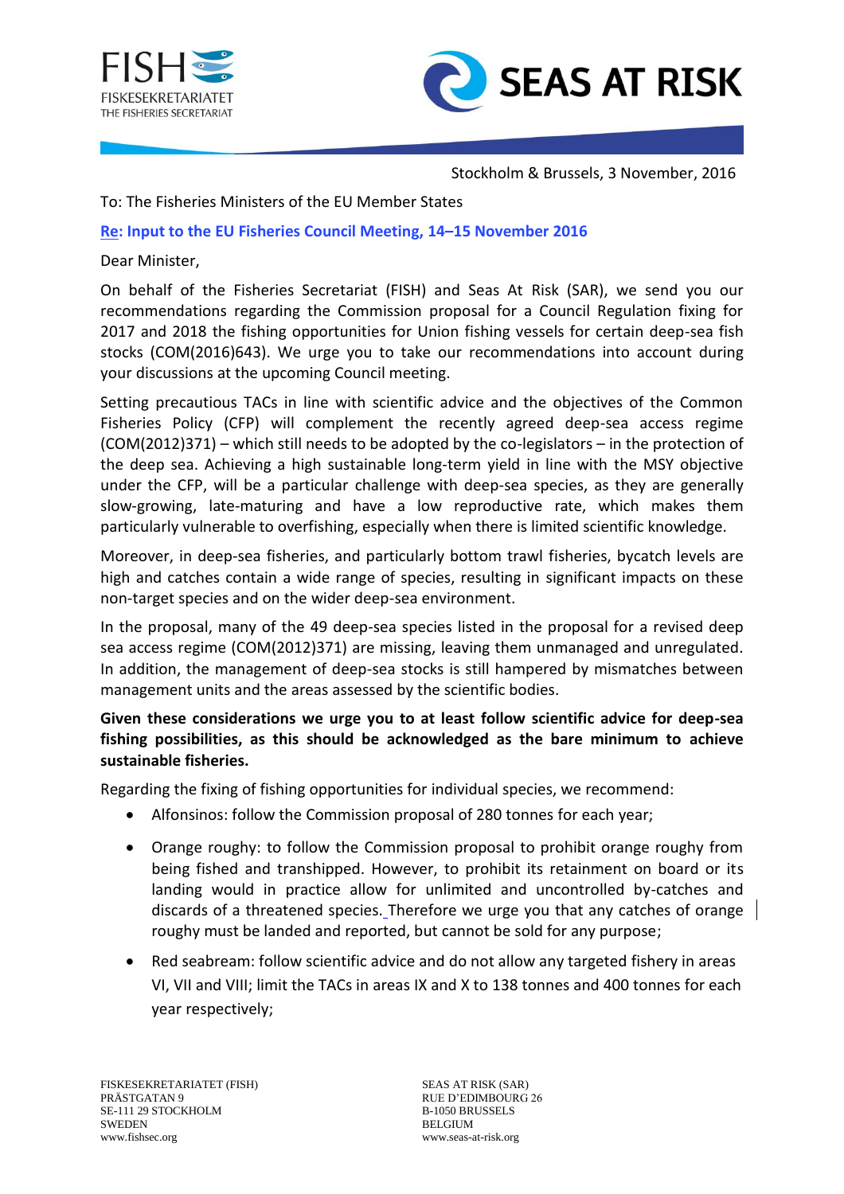Stockholm & Brussels, 3 November, 2016

To: The Fisheries Ministers of the EU Member States

**Re: Input to the EU Fisheries Council Meeting, 14–15 November 2016**

Dear Minister,

On behalf of the Fisheries Secretariat (FISH) and Seas At Risk (SAR), we send you our recommendations regarding the Commission proposal for a Council Regulation fixing for 2017 and 2018 the fishing opportunities for Union fishing vessels for certain deep-sea fish stocks (COM(2016)643). We urge you to take our recommendations into account during your discussions at the upcoming Council meeting.

Setting precautious TACs in line with scientific advice and the objectives of the Common Fisheries Policy (CFP) will complement the recently agreed deep-sea access regime (COM(2012)371) – which still needs to be adopted by the co-legislators – in the protection of the deep sea. Achieving a high sustainable long-term yield in line with the MSY objective under the CFP, will be a particular challenge with deep-sea species, as they are generally slow-growing, late-maturing and have a low reproductive rate, which makes them particularly vulnerable to overfishing, especially when there is limited scientific knowledge.

Moreover, in deep-sea fisheries, and particularly bottom trawl fisheries, bycatch levels are high and catches contain a wide range of species, resulting in significant impacts on these non-target species and on the wider deep-sea environment.

In the proposal, many of the 49 deep-sea species listed in the proposal for a revised deep sea access regime (COM(2012)371) are missing, leaving them unmanaged and unregulated. In addition, the management of deep-sea stocks is still hampered by mismatches between management units and the areas assessed by the scientific bodies.

**Given these considerations we urge you to at least follow scientific advice for deep-sea fishing possibilities, as this should be acknowledged as the bare minimum to achieve sustainable fisheries.**

Regarding the fixing of fishing opportunities for individual species, we recommend:

- Alfonsinos: follow the Commission proposal of 280 tonnes for each year;
- Orange roughy: to follow the Commission proposal to prohibit orange roughy from being fished and transhipped. However, to prohibit its retainment on board or its landing would in practice allow for unlimited and uncontrolled by-catches and discards of a threatened species. Therefore we urge you that any catches of orange roughy must be landed and reported, but cannot be sold for any purpose;
- Red seabream: follow scientific advice and do not allow any targeted fishery in areas VI, VII and VIII; limit the TACs in areas IX and X to 138 tonnes and 400 tonnes for each year respectively;

FISKESEKRETARIATET (FISH)
PRÄSTGATAN 9
SE-111 29 STOCKHOLM
SWEDEN
www.fishsec.org

SEAS AT RISK (SAR)
RUE D'EDIMBOURG 26
B-1050 BRUSSELS
BELGIUM
www.seas-at-risk.org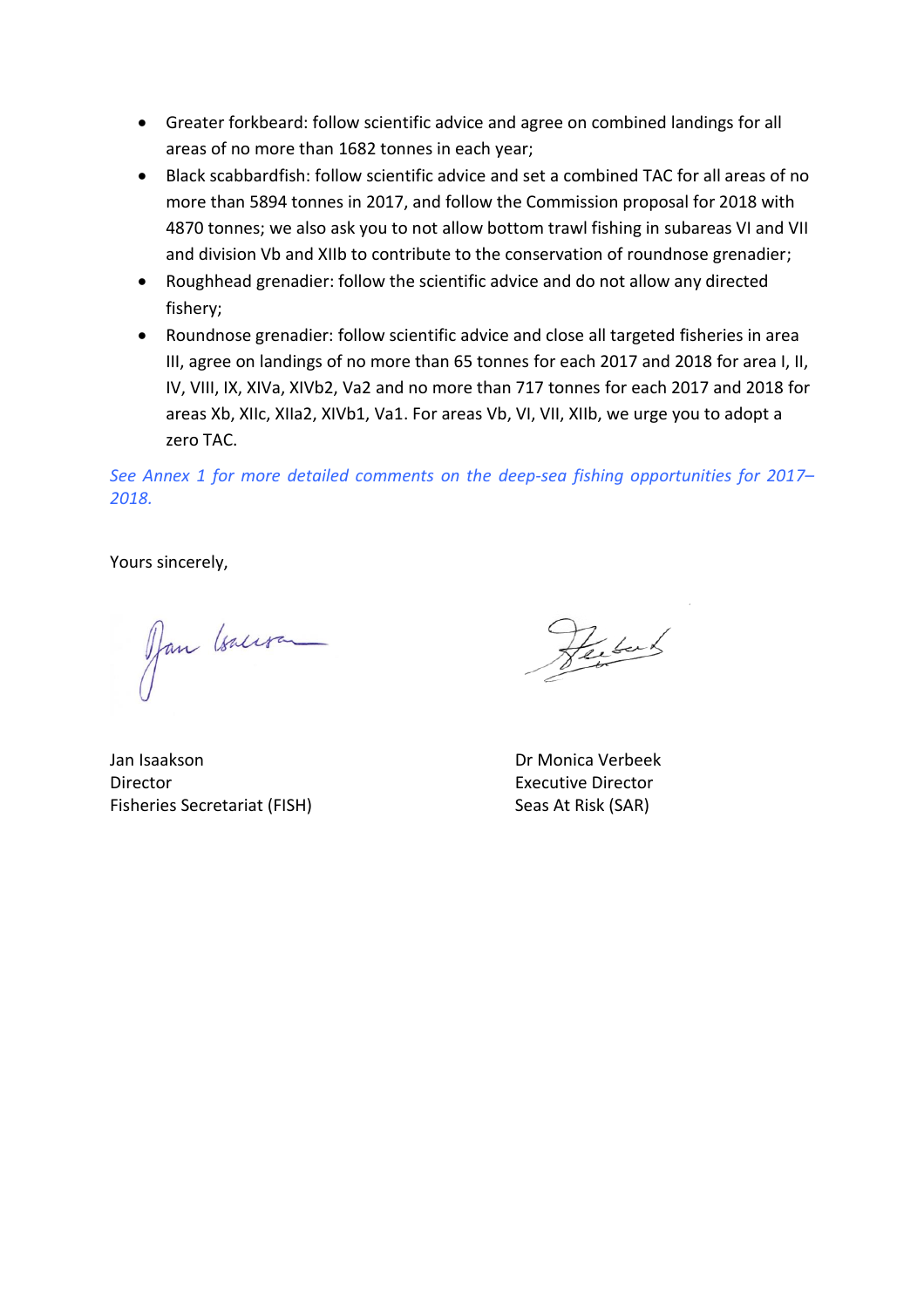- Greater forkbeard: follow scientific advice and agree on combined landings for all areas of no more than 1682 tonnes in each year;
- Black scabbardfish: follow scientific advice and set a combined TAC for all areas of no more than 5894 tonnes in 2017, and follow the Commission proposal for 2018 with 4870 tonnes; we also ask you to not allow bottom trawl fishing in subareas VI and VII and division Vb and XIIb to contribute to the conservation of roundnose grenadier;
- Roughhead grenadier: follow the scientific advice and do not allow any directed fishery;
- Roundnose grenadier: follow scientific advice and close all targeted fisheries in area III, agree on landings of no more than 65 tonnes for each 2017 and 2018 for area I, II, IV, VIII, IX, XIVa, XIVb2, Va2 and no more than 717 tonnes for each 2017 and 2018 for areas Xb, XIIc, XIIa2, XIVb1, Va1. For areas Vb, VI, VII, XIIb, we urge you to adopt a zero TAC.

*See Annex 1 for more detailed comments on the deep-sea fishing opportunities for 2017–2018.*

Yours sincerely,

Jan Isaakson
Director
Fisheries Secretariat (FISH)

Dr Monica Verbeek
Executive Director
Seas At Risk (SAR)